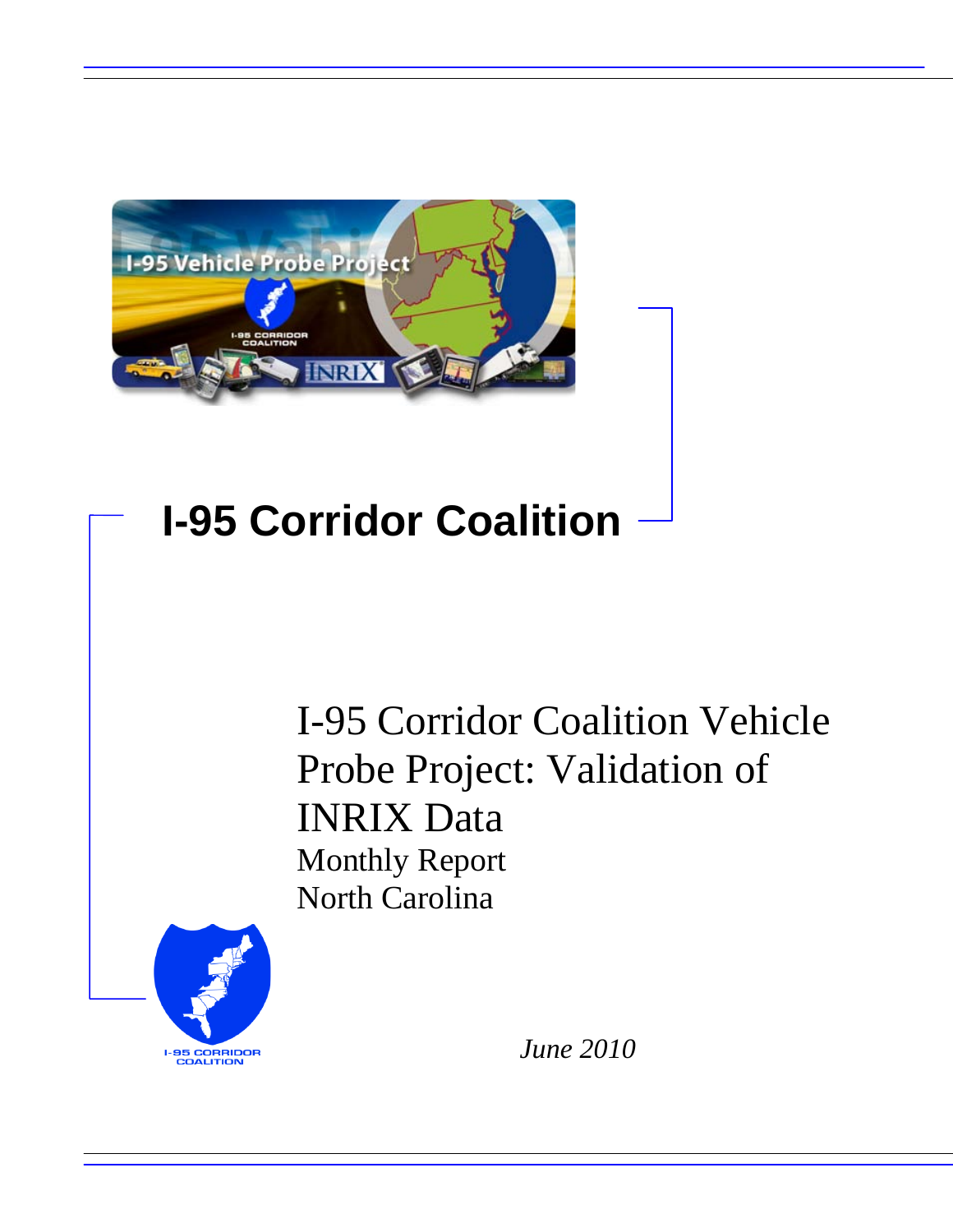# I-95 Corridor Coalition

## I-95 Corridor Coalition Vehicle Probe Project: Validation of INRIX Data

Monthly Report

North Carolina

*June 2010*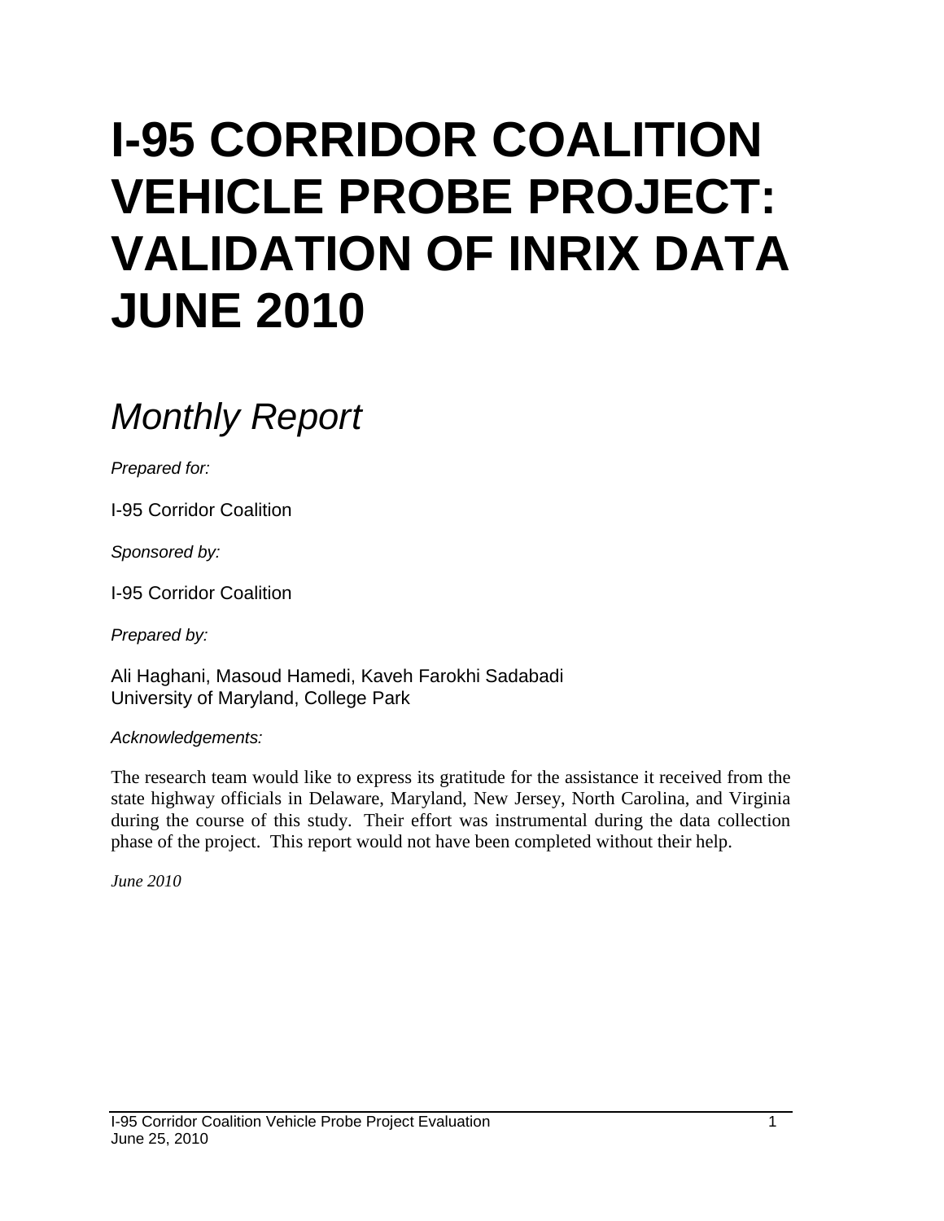# I-95 CORRIDOR COALITION VEHICLE PROBE PROJECT: VALIDATION OF INRIX DATA JUNE 2010

## *Monthly Report*

*Prepared for:*

I-95 Corridor Coalition

*Sponsored by:*

I-95 Corridor Coalition

*Prepared by:*

Ali Haghani, Masoud Hamedi, Kaveh Farokhi Sadabadi
University of Maryland, College Park

*Acknowledgements:*

The research team would like to express its gratitude for the assistance it received from the state highway officials in Delaware, Maryland, New Jersey, North Carolina, and Virginia during the course of this study. Their effort was instrumental during the data collection phase of the project. This report would not have been completed without their help.

*June 2010*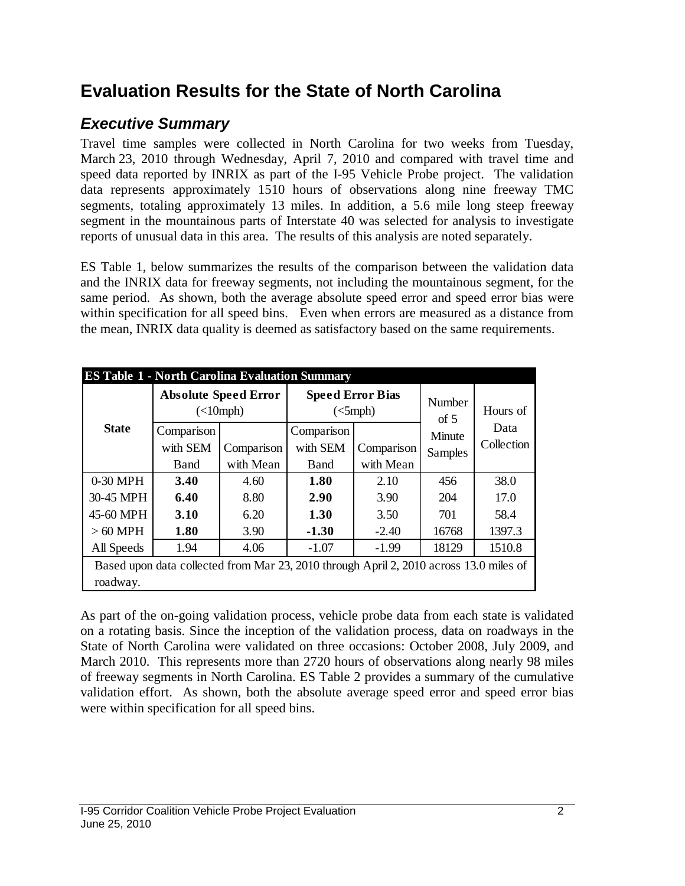# Evaluation Results for the State of North Carolina

## *Executive Summary*

Travel time samples were collected in North Carolina for two weeks from Tuesday, March 23, 2010 through Wednesday, April 7, 2010 and compared with travel time and speed data reported by INRIX as part of the I-95 Vehicle Probe project. The validation data represents approximately 1510 hours of observations along nine freeway TMC segments, totaling approximately 13 miles. In addition, a 5.6 mile long steep freeway segment in the mountainous parts of Interstate 40 was selected for analysis to investigate reports of unusual data in this area. The results of this analysis are noted separately.

ES Table 1, below summarizes the results of the comparison between the validation data and the INRIX data for freeway segments, not including the mountainous segment, for the same period. As shown, both the average absolute speed error and speed error bias were within specification for all speed bins. Even when errors are measured as a distance from the mean, INRIX data quality is deemed as satisfactory based on the same requirements.

| ES Table 1 - North Carolina Evaluation Summary | | | | | | |
|---|---|---|---|---|---|---|
| **State** | **Absolute Speed Error** (<10mph) | | **Speed Error Bias** (<5mph) | | Number of 5 Minute Samples | Hours of Data Collection |
| | Comparison with SEM Band | Comparison with Mean | Comparison with SEM Band | Comparison with Mean | | |
| 0-30 MPH | **3.40** | 4.60 | **1.80** | 2.10 | 456 | 38.0 |
| 30-45 MPH | **6.40** | 8.80 | **2.90** | 3.90 | 204 | 17.0 |
| 45-60 MPH | **3.10** | 6.20 | **1.30** | 3.50 | 701 | 58.4 |
| > 60 MPH | **1.80** | 3.90 | **-1.30** | -2.40 | 16768 | 1397.3 |
| All Speeds | 1.94 | 4.06 | -1.07 | -1.99 | 18129 | 1510.8 |
| Based upon data collected from Mar 23, 2010 through April 2, 2010 across 13.0 miles of roadway. | | | | | | |

As part of the on-going validation process, vehicle probe data from each state is validated on a rotating basis. Since the inception of the validation process, data on roadways in the State of North Carolina were validated on three occasions: October 2008, July 2009, and March 2010. This represents more than 2720 hours of observations along nearly 98 miles of freeway segments in North Carolina. ES Table 2 provides a summary of the cumulative validation effort. As shown, both the absolute average speed error and speed error bias were within specification for all speed bins.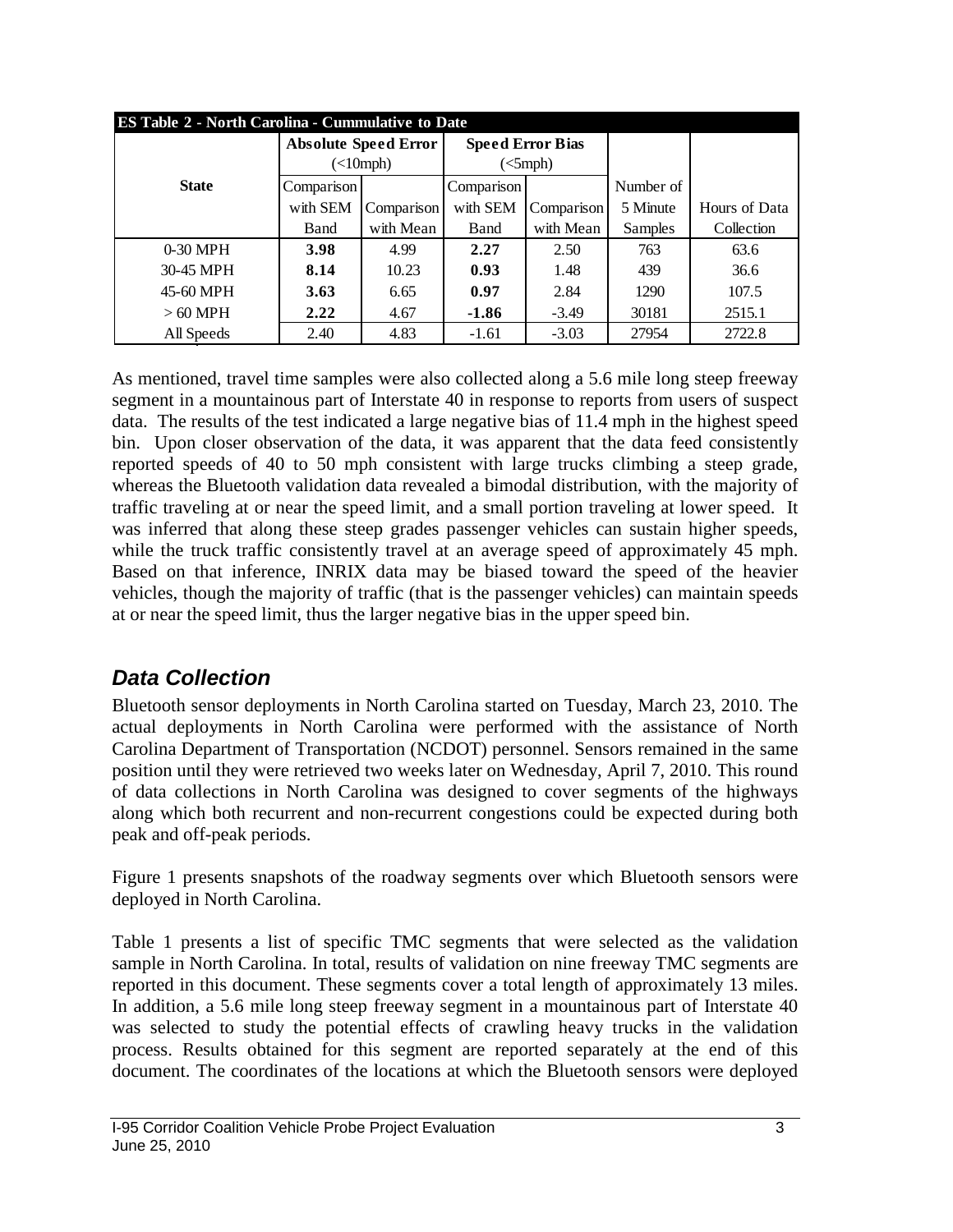| ES Table 2 - North Carolina - Cummulative to Date | | | | | | |
|---|---|---|---|---|---|---|
| State | Absolute Speed Error (<10mph) | | Speed Error Bias (<5mph) | | Number of 5 Minute Samples | Hours of Data Collection |
| | Comparison with SEM Band | Comparison with Mean | Comparison with SEM Band | Comparison with Mean | | |
| 0-30 MPH | **3.98** | 4.99 | **2.27** | 2.50 | 763 | 63.6 |
| 30-45 MPH | **8.14** | 10.23 | **0.93** | 1.48 | 439 | 36.6 |
| 45-60 MPH | **3.63** | 6.65 | **0.97** | 2.84 | 1290 | 107.5 |
| > 60 MPH | **2.22** | 4.67 | **-1.86** | -3.49 | 30181 | 2515.1 |
| All Speeds | 2.40 | 4.83 | -1.61 | -3.03 | 27954 | 2722.8 |

As mentioned, travel time samples were also collected along a 5.6 mile long steep freeway segment in a mountainous part of Interstate 40 in response to reports from users of suspect data. The results of the test indicated a large negative bias of 11.4 mph in the highest speed bin. Upon closer observation of the data, it was apparent that the data feed consistently reported speeds of 40 to 50 mph consistent with large trucks climbing a steep grade, whereas the Bluetooth validation data revealed a bimodal distribution, with the majority of traffic traveling at or near the speed limit, and a small portion traveling at lower speed. It was inferred that along these steep grades passenger vehicles can sustain higher speeds, while the truck traffic consistently travel at an average speed of approximately 45 mph. Based on that inference, INRIX data may be biased toward the speed of the heavier vehicles, though the majority of traffic (that is the passenger vehicles) can maintain speeds at or near the speed limit, thus the larger negative bias in the upper speed bin.

## *Data Collection*

Bluetooth sensor deployments in North Carolina started on Tuesday, March 23, 2010. The actual deployments in North Carolina were performed with the assistance of North Carolina Department of Transportation (NCDOT) personnel. Sensors remained in the same position until they were retrieved two weeks later on Wednesday, April 7, 2010. This round of data collections in North Carolina was designed to cover segments of the highways along which both recurrent and non-recurrent congestions could be expected during both peak and off-peak periods.

Figure 1 presents snapshots of the roadway segments over which Bluetooth sensors were deployed in North Carolina.

Table 1 presents a list of specific TMC segments that were selected as the validation sample in North Carolina. In total, results of validation on nine freeway TMC segments are reported in this document. These segments cover a total length of approximately 13 miles. In addition, a 5.6 mile long steep freeway segment in a mountainous part of Interstate 40 was selected to study the potential effects of crawling heavy trucks in the validation process. Results obtained for this segment are reported separately at the end of this document. The coordinates of the locations at which the Bluetooth sensors were deployed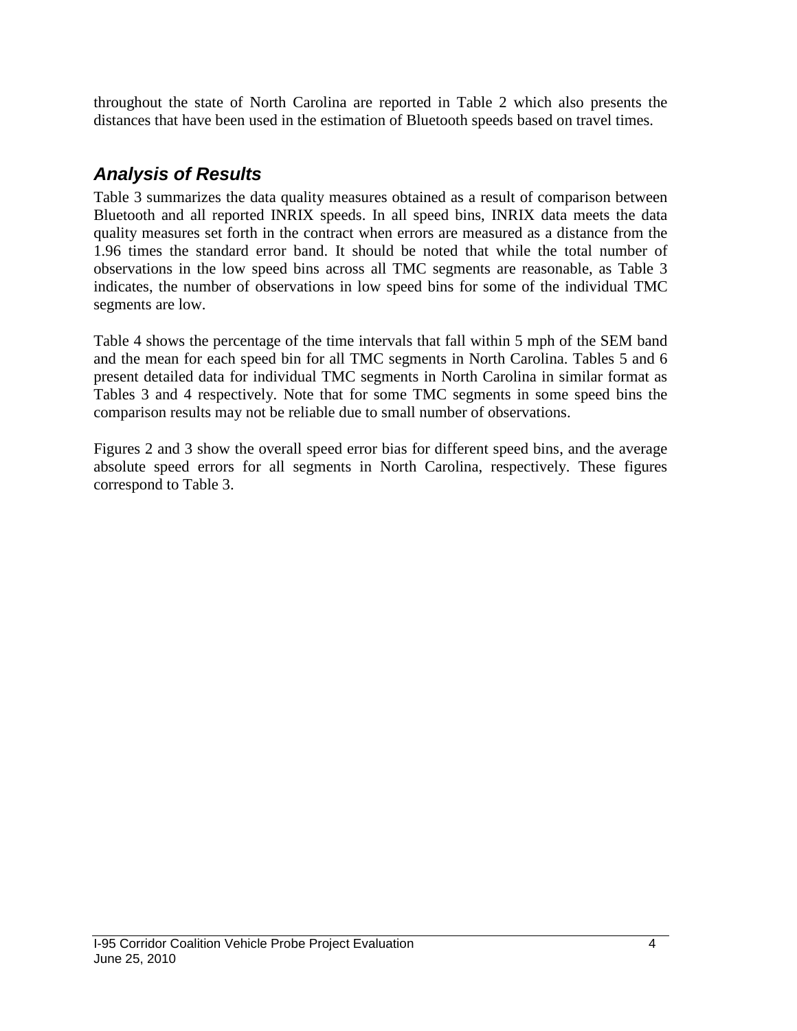throughout the state of North Carolina are reported in Table 2 which also presents the distances that have been used in the estimation of Bluetooth speeds based on travel times.

## *Analysis of Results*

Table 3 summarizes the data quality measures obtained as a result of comparison between Bluetooth and all reported INRIX speeds. In all speed bins, INRIX data meets the data quality measures set forth in the contract when errors are measured as a distance from the 1.96 times the standard error band. It should be noted that while the total number of observations in the low speed bins across all TMC segments are reasonable, as Table 3 indicates, the number of observations in low speed bins for some of the individual TMC segments are low.

Table 4 shows the percentage of the time intervals that fall within 5 mph of the SEM band and the mean for each speed bin for all TMC segments in North Carolina. Tables 5 and 6 present detailed data for individual TMC segments in North Carolina in similar format as Tables 3 and 4 respectively. Note that for some TMC segments in some speed bins the comparison results may not be reliable due to small number of observations.

Figures 2 and 3 show the overall speed error bias for different speed bins, and the average absolute speed errors for all segments in North Carolina, respectively. These figures correspond to Table 3.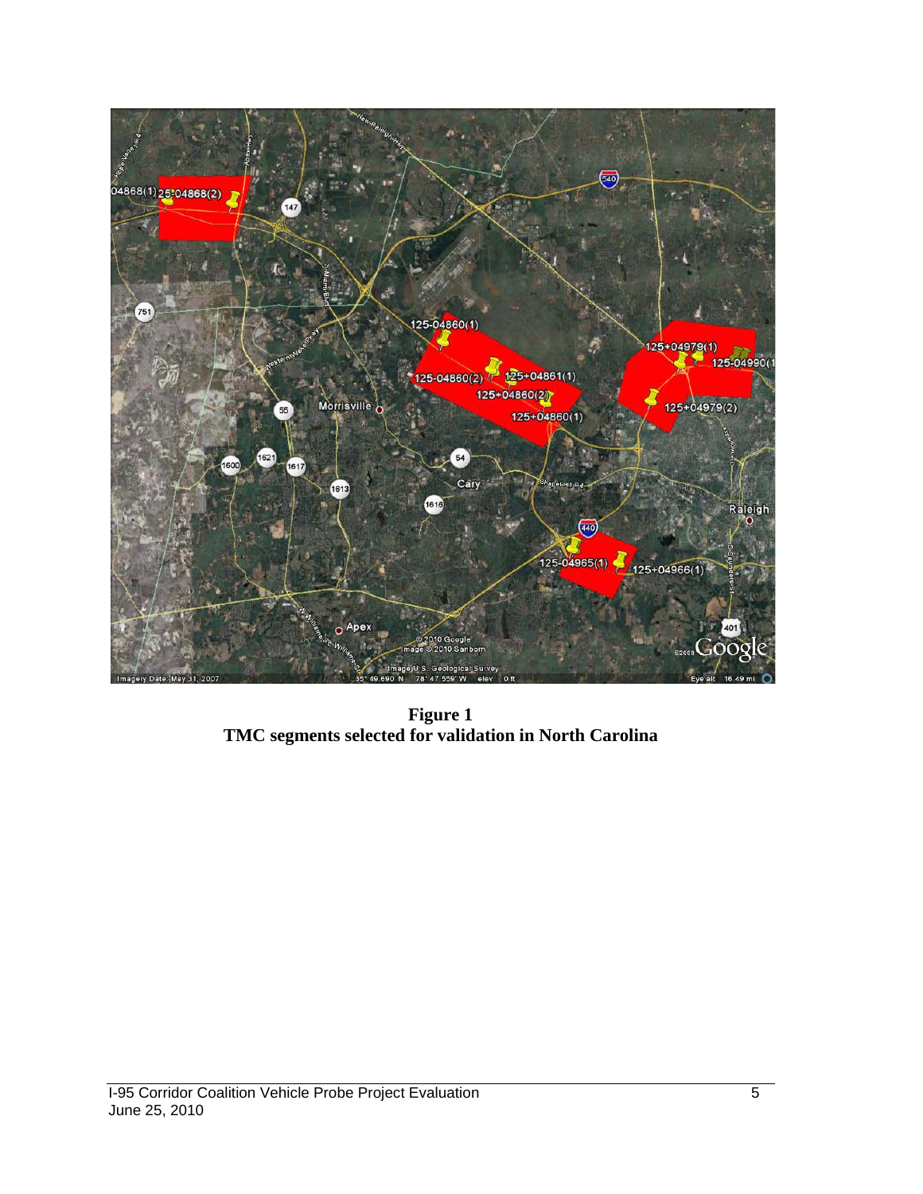**Figure 1**
**TMC segments selected for validation in North Carolina**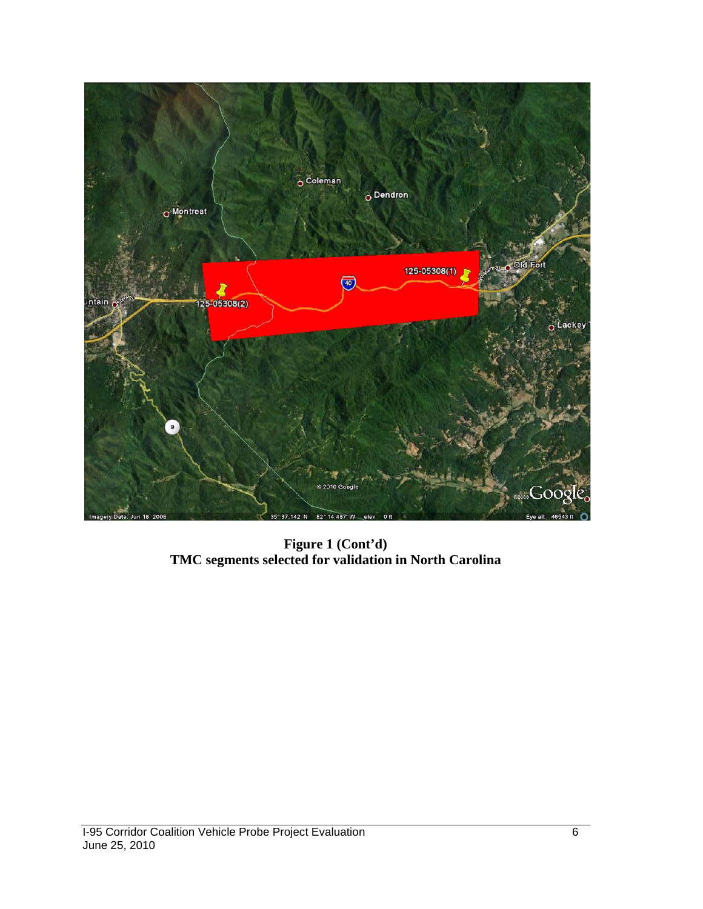**Figure 1 (Cont'd)**
**TMC segments selected for validation in North Carolina**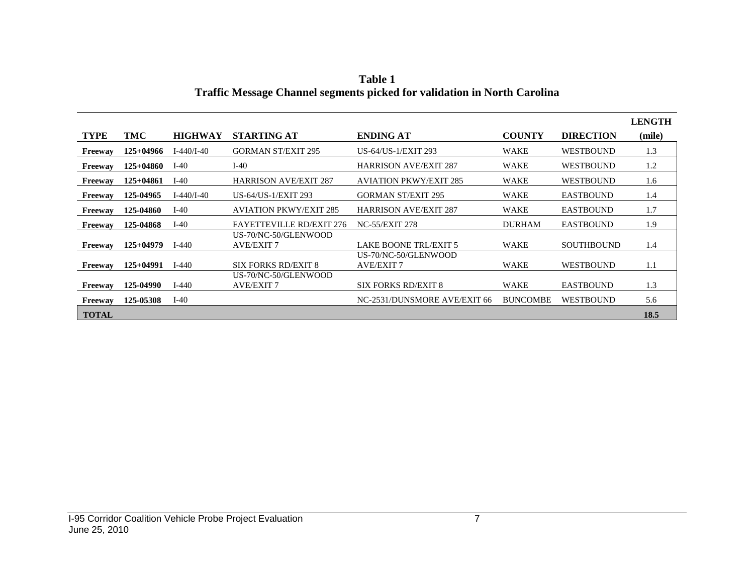**Table 1**
**Traffic Message Channel segments picked for validation in North Carolina**

| TYPE | TMC | HIGHWAY | STARTING AT | ENDING AT | COUNTY | DIRECTION | LENGTH (mile) |
|---|---|---|---|---|---|---|---|
| **Freeway** | **125+04966** | I-440/I-40 | GORMAN ST/EXIT 295 | US-64/US-1/EXIT 293 | WAKE | WESTBOUND | 1.3 |
| **Freeway** | **125+04860** | I-40 | I-40 | HARRISON AVE/EXIT 287 | WAKE | WESTBOUND | 1.2 |
| **Freeway** | **125+04861** | I-40 | HARRISON AVE/EXIT 287 | AVIATION PKWY/EXIT 285 | WAKE | WESTBOUND | 1.6 |
| **Freeway** | **125-04965** | I-440/I-40 | US-64/US-1/EXIT 293 | GORMAN ST/EXIT 295 | WAKE | EASTBOUND | 1.4 |
| **Freeway** | **125-04860** | I-40 | AVIATION PKWY/EXIT 285 | HARRISON AVE/EXIT 287 | WAKE | EASTBOUND | 1.7 |
| **Freeway** | **125-04868** | I-40 | FAYETTEVILLE RD/EXIT 276 | NC-55/EXIT 278 | DURHAM | EASTBOUND | 1.9 |
| **Freeway** | **125+04979** | I-440 | US-70/NC-50/GLENWOOD AVE/EXIT 7 | LAKE BOONE TRL/EXIT 5 | WAKE | SOUTHBOUND | 1.4 |
| **Freeway** | **125+04991** | I-440 | SIX FORKS RD/EXIT 8 | US-70/NC-50/GLENWOOD AVE/EXIT 7 | WAKE | WESTBOUND | 1.1 |
| **Freeway** | **125-04990** | I-440 | US-70/NC-50/GLENWOOD AVE/EXIT 7 | SIX FORKS RD/EXIT 8 | WAKE | EASTBOUND | 1.3 |
| **Freeway** | **125-05308** | I-40 | | NC-2531/DUNSMORE AVE/EXIT 66 | BUNCOMBE | WESTBOUND | 5.6 |
| **TOTAL** | | | | | | | **18.5** |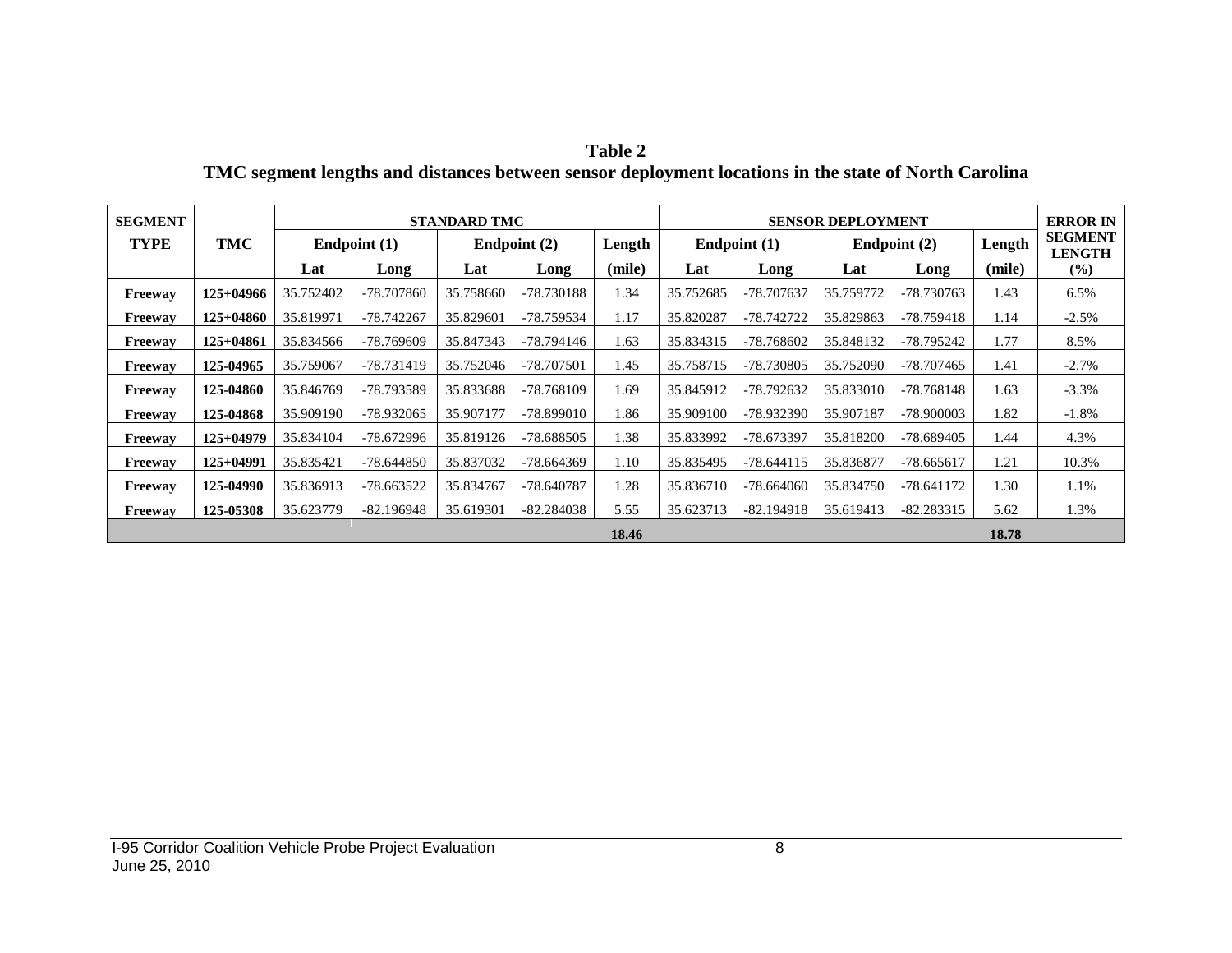**Table 2**
**TMC segment lengths and distances between sensor deployment locations in the state of North Carolina**

| SEGMENT TYPE | TMC | STANDARD TMC | | | | | SENSOR DEPLOYMENT | | | | | ERROR IN SEGMENT LENGTH |
|---|---|---|---|---|---|---|---|---|---|---|---|---|
| | | Endpoint (1) | | Endpoint (2) | | Length | Endpoint (1) | | Endpoint (2) | | Length | |
| | | Lat | Long | Lat | Long | (mile) | Lat | Long | Lat | Long | (mile) | (%) |
| **Freeway** | **125+04966** | 35.752402 | -78.707860 | 35.758660 | -78.730188 | 1.34 | 35.752685 | -78.707637 | 35.759772 | -78.730763 | 1.43 | 6.5% |
| **Freeway** | **125+04860** | 35.819971 | -78.742267 | 35.829601 | -78.759534 | 1.17 | 35.820287 | -78.742722 | 35.829863 | -78.759418 | 1.14 | -2.5% |
| **Freeway** | **125+04861** | 35.834566 | -78.769609 | 35.847343 | -78.794146 | 1.63 | 35.834315 | -78.768602 | 35.848132 | -78.795242 | 1.77 | 8.5% |
| **Freeway** | **125-04965** | 35.759067 | -78.731419 | 35.752046 | -78.707501 | 1.45 | 35.758715 | -78.730805 | 35.752090 | -78.707465 | 1.41 | -2.7% |
| **Freeway** | **125-04860** | 35.846769 | -78.793589 | 35.833688 | -78.768109 | 1.69 | 35.845912 | -78.792632 | 35.833010 | -78.768148 | 1.63 | -3.3% |
| **Freeway** | **125-04868** | 35.909190 | -78.932065 | 35.907177 | -78.899010 | 1.86 | 35.909100 | -78.932390 | 35.907187 | -78.900003 | 1.82 | -1.8% |
| **Freeway** | **125+04979** | 35.834104 | -78.672996 | 35.819126 | -78.688505 | 1.38 | 35.833992 | -78.673397 | 35.818200 | -78.689405 | 1.44 | 4.3% |
| **Freeway** | **125+04991** | 35.835421 | -78.644850 | 35.837032 | -78.664369 | 1.10 | 35.835495 | -78.644115 | 35.836877 | -78.665617 | 1.21 | 10.3% |
| **Freeway** | **125-04990** | 35.836913 | -78.663522 | 35.834767 | -78.640787 | 1.28 | 35.836710 | -78.664060 | 35.834750 | -78.641172 | 1.30 | 1.1% |
| **Freeway** | **125-05308** | 35.623779 | -82.196948 | 35.619301 | -82.284038 | 5.55 | 35.623713 | -82.194918 | 35.619413 | -82.283315 | 5.62 | 1.3% |
| | | | | | | **18.46** | | | | | **18.78** | |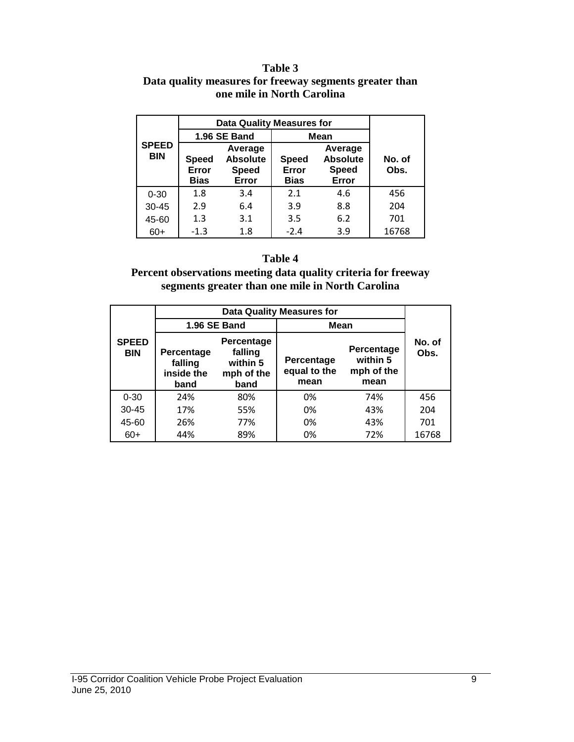**Table 3**
**Data quality measures for freeway segments greater than one mile in North Carolina**

| SPEED BIN | Data Quality Measures for | | | | No. of Obs. |
|---|---|---|---|---|---|
| | 1.96 SE Band | | Mean | | |
| | Speed Error Bias | Average Absolute Speed Error | Speed Error Bias | Average Absolute Speed Error | |
| 0-30 | 1.8 | 3.4 | 2.1 | 4.6 | 456 |
| 30-45 | 2.9 | 6.4 | 3.9 | 8.8 | 204 |
| 45-60 | 1.3 | 3.1 | 3.5 | 6.2 | 701 |
| 60+ | -1.3 | 1.8 | -2.4 | 3.9 | 16768 |

**Table 4**
**Percent observations meeting data quality criteria for freeway segments greater than one mile in North Carolina**

| SPEED BIN | Data Quality Measures for | | | | No. of Obs. |
|---|---|---|---|---|---|
| | 1.96 SE Band | | Mean | | |
| | Percentage falling inside the band | Percentage falling within 5 mph of the band | Percentage equal to the mean | Percentage within 5 mph of the mean | |
| 0-30 | 24% | 80% | 0% | 74% | 456 |
| 30-45 | 17% | 55% | 0% | 43% | 204 |
| 45-60 | 26% | 77% | 0% | 43% | 701 |
| 60+ | 44% | 89% | 0% | 72% | 16768 |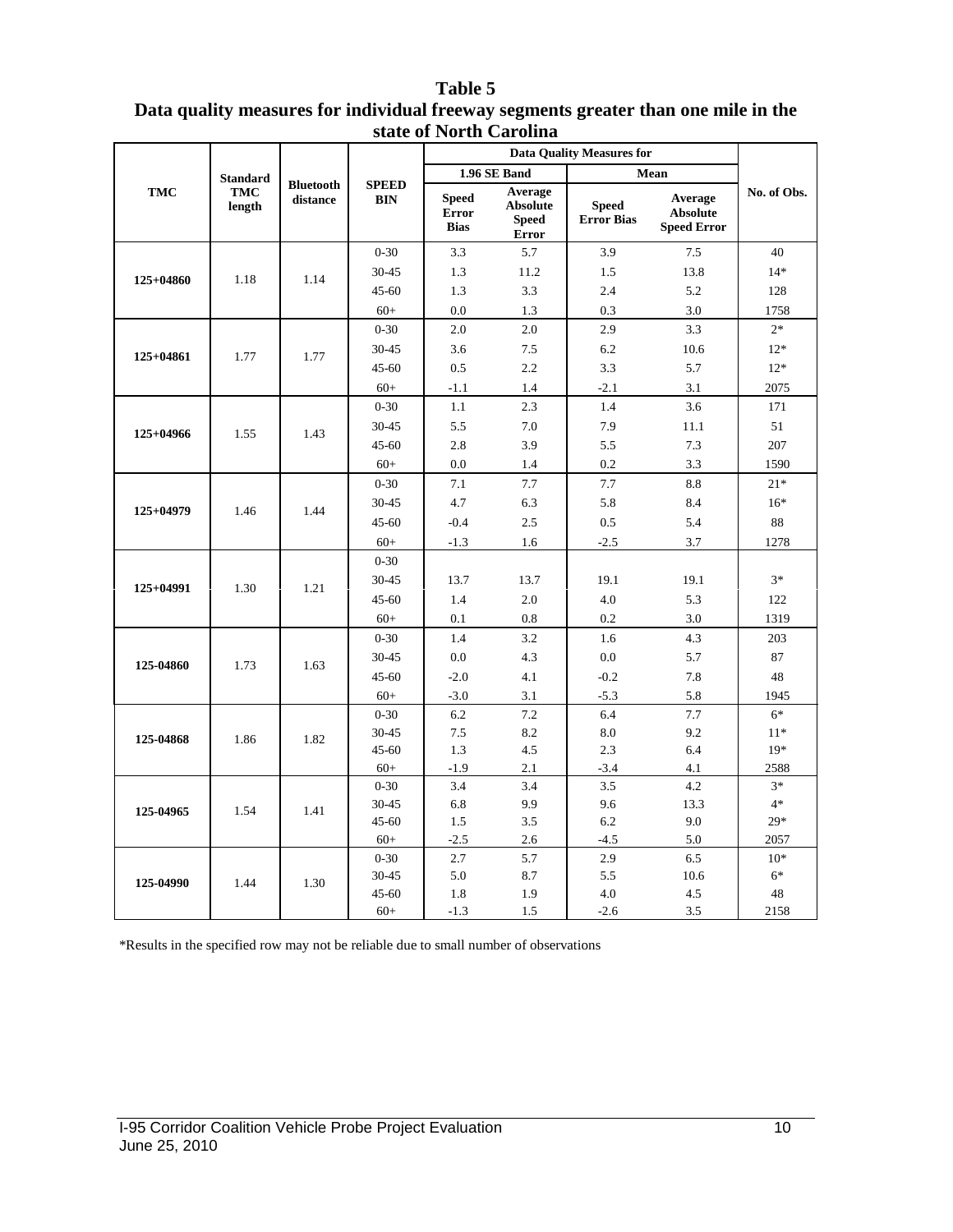**Table 5**
**Data quality measures for individual freeway segments greater than one mile in the state of North Carolina**

| TMC | Standard TMC length | Bluetooth distance | SPEED BIN | Data Quality Measures for | | | | No. of Obs. |
|---|---|---|---|---|---|---|---|---|
| | | | | 1.96 SE Band | | Mean | | |
| | | | | Speed Error Bias | Average Absolute Speed Error | Speed Error Bias | Average Absolute Speed Error | |
| 125+04860 | 1.18 | 1.14 | 0-30 | 3.3 | 5.7 | 3.9 | 7.5 | 40 |
| | | | 30-45 | 1.3 | 11.2 | 1.5 | 13.8 | 14* |
| | | | 45-60 | 1.3 | 3.3 | 2.4 | 5.2 | 128 |
| | | | 60+ | 0.0 | 1.3 | 0.3 | 3.0 | 1758 |
| 125+04861 | 1.77 | 1.77 | 0-30 | 2.0 | 2.0 | 2.9 | 3.3 | 2* |
| | | | 30-45 | 3.6 | 7.5 | 6.2 | 10.6 | 12* |
| | | | 45-60 | 0.5 | 2.2 | 3.3 | 5.7 | 12* |
| | | | 60+ | -1.1 | 1.4 | -2.1 | 3.1 | 2075 |
| 125+04966 | 1.55 | 1.43 | 0-30 | 1.1 | 2.3 | 1.4 | 3.6 | 171 |
| | | | 30-45 | 5.5 | 7.0 | 7.9 | 11.1 | 51 |
| | | | 45-60 | 2.8 | 3.9 | 5.5 | 7.3 | 207 |
| | | | 60+ | 0.0 | 1.4 | 0.2 | 3.3 | 1590 |
| 125+04979 | 1.46 | 1.44 | 0-30 | 7.1 | 7.7 | 7.7 | 8.8 | 21* |
| | | | 30-45 | 4.7 | 6.3 | 5.8 | 8.4 | 16* |
| | | | 45-60 | -0.4 | 2.5 | 0.5 | 5.4 | 88 |
| | | | 60+ | -1.3 | 1.6 | -2.5 | 3.7 | 1278 |
| 125+04991 | 1.30 | 1.21 | 0-30 | | | | | |
| | | | 30-45 | 13.7 | 13.7 | 19.1 | 19.1 | 3* |
| | | | 45-60 | 1.4 | 2.0 | 4.0 | 5.3 | 122 |
| | | | 60+ | 0.1 | 0.8 | 0.2 | 3.0 | 1319 |
| 125-04860 | 1.73 | 1.63 | 0-30 | 1.4 | 3.2 | 1.6 | 4.3 | 203 |
| | | | 30-45 | 0.0 | 4.3 | 0.0 | 5.7 | 87 |
| | | | 45-60 | -2.0 | 4.1 | -0.2 | 7.8 | 48 |
| | | | 60+ | -3.0 | 3.1 | -5.3 | 5.8 | 1945 |
| 125-04868 | 1.86 | 1.82 | 0-30 | 6.2 | 7.2 | 6.4 | 7.7 | 6* |
| | | | 30-45 | 7.5 | 8.2 | 8.0 | 9.2 | 11* |
| | | | 45-60 | 1.3 | 4.5 | 2.3 | 6.4 | 19* |
| | | | 60+ | -1.9 | 2.1 | -3.4 | 4.1 | 2588 |
| 125-04965 | 1.54 | 1.41 | 0-30 | 3.4 | 3.4 | 3.5 | 4.2 | 3* |
| | | | 30-45 | 6.8 | 9.9 | 9.6 | 13.3 | 4* |
| | | | 45-60 | 1.5 | 3.5 | 6.2 | 9.0 | 29* |
| | | | 60+ | -2.5 | 2.6 | -4.5 | 5.0 | 2057 |
| 125-04990 | 1.44 | 1.30 | 0-30 | 2.7 | 5.7 | 2.9 | 6.5 | 10* |
| | | | 30-45 | 5.0 | 8.7 | 5.5 | 10.6 | 6* |
| | | | 45-60 | 1.8 | 1.9 | 4.0 | 4.5 | 48 |
| | | | 60+ | -1.3 | 1.5 | -2.6 | 3.5 | 2158 |

*Results in the specified row may not be reliable due to small number of observations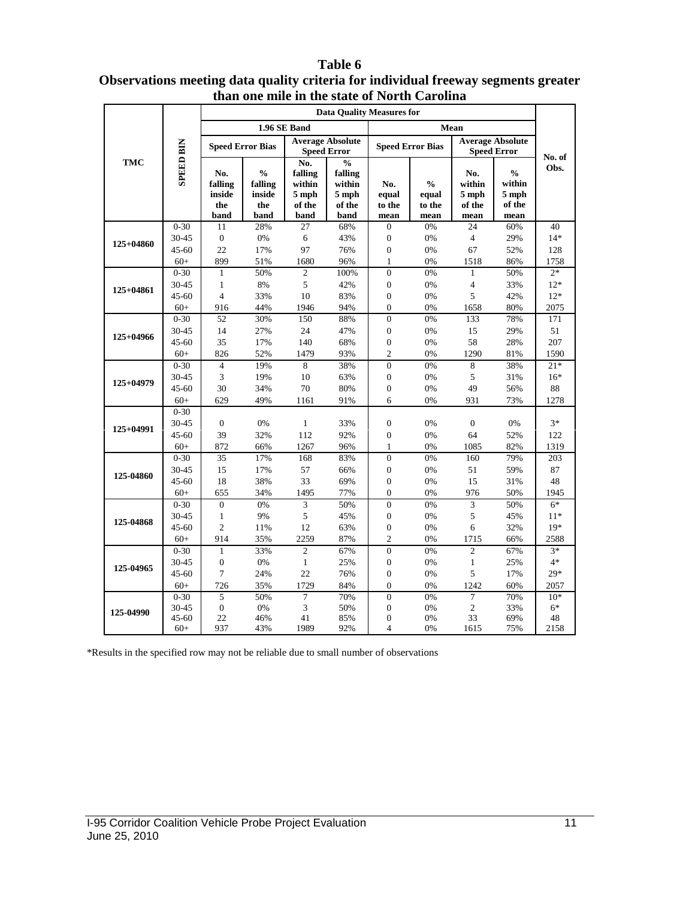**Table 6**

**Observations meeting data quality criteria for individual freeway segments greater than one mile in the state of North Carolina**

| TMC | SPEED BIN | Data Quality Measures for | | | | | | | | No. of Obs. |
|---|---|---|---|---|---|---|---|---|---|---|
| | | 1.96 SE Band | | | | Mean | | | | |
| | | Speed Error Bias | | Average Absolute Speed Error | | Speed Error Bias | | Average Absolute Speed Error | | |
| | | No. falling inside the band | % falling inside the band | No. falling within 5 mph of the band | % falling within 5 mph of the band | No. equal to the mean | % equal to the mean | No. within 5 mph of the mean | % within 5 mph of the mean | |
| 125+04860 | 0-30 | 11 | 28% | 27 | 68% | 0 | 0% | 24 | 60% | 40 |
| | 30-45 | 0 | 0% | 6 | 43% | 0 | 0% | 4 | 29% | 14* |
| | 45-60 | 22 | 17% | 97 | 76% | 0 | 0% | 67 | 52% | 128 |
| | 60+ | 899 | 51% | 1680 | 96% | 1 | 0% | 1518 | 86% | 1758 |
| 125+04861 | 0-30 | 1 | 50% | 2 | 100% | 0 | 0% | 1 | 50% | 2* |
| | 30-45 | 1 | 8% | 5 | 42% | 0 | 0% | 4 | 33% | 12* |
| | 45-60 | 4 | 33% | 10 | 83% | 0 | 0% | 5 | 42% | 12* |
| | 60+ | 916 | 44% | 1946 | 94% | 0 | 0% | 1658 | 80% | 2075 |
| 125+04966 | 0-30 | 52 | 30% | 150 | 88% | 0 | 0% | 133 | 78% | 171 |
| | 30-45 | 14 | 27% | 24 | 47% | 0 | 0% | 15 | 29% | 51 |
| | 45-60 | 35 | 17% | 140 | 68% | 0 | 0% | 58 | 28% | 207 |
| | 60+ | 826 | 52% | 1479 | 93% | 2 | 0% | 1290 | 81% | 1590 |
| 125+04979 | 0-30 | 4 | 19% | 8 | 38% | 0 | 0% | 8 | 38% | 21* |
| | 30-45 | 3 | 19% | 10 | 63% | 0 | 0% | 5 | 31% | 16* |
| | 45-60 | 30 | 34% | 70 | 80% | 0 | 0% | 49 | 56% | 88 |
| | 60+ | 629 | 49% | 1161 | 91% | 6 | 0% | 931 | 73% | 1278 |
| 125+04991 | 0-30 | | | | | | | | | |
| | 30-45 | 0 | 0% | 1 | 33% | 0 | 0% | 0 | 0% | 3* |
| | 45-60 | 39 | 32% | 112 | 92% | 0 | 0% | 64 | 52% | 122 |
| | 60+ | 872 | 66% | 1267 | 96% | 1 | 0% | 1085 | 82% | 1319 |
| 125-04860 | 0-30 | 35 | 17% | 168 | 83% | 0 | 0% | 160 | 79% | 203 |
| | 30-45 | 15 | 17% | 57 | 66% | 0 | 0% | 51 | 59% | 87 |
| | 45-60 | 18 | 38% | 33 | 69% | 0 | 0% | 15 | 31% | 48 |
| | 60+ | 655 | 34% | 1495 | 77% | 0 | 0% | 976 | 50% | 1945 |
| 125-04868 | 0-30 | 0 | 0% | 3 | 50% | 0 | 0% | 3 | 50% | 6* |
| | 30-45 | 1 | 9% | 5 | 45% | 0 | 0% | 5 | 45% | 11* |
| | 45-60 | 2 | 11% | 12 | 63% | 0 | 0% | 6 | 32% | 19* |
| | 60+ | 914 | 35% | 2259 | 87% | 2 | 0% | 1715 | 66% | 2588 |
| 125-04965 | 0-30 | 1 | 33% | 2 | 67% | 0 | 0% | 2 | 67% | 3* |
| | 30-45 | 0 | 0% | 1 | 25% | 0 | 0% | 1 | 25% | 4* |
| | 45-60 | 7 | 24% | 22 | 76% | 0 | 0% | 5 | 17% | 29* |
| | 60+ | 726 | 35% | 1729 | 84% | 0 | 0% | 1242 | 60% | 2057 |
| 125-04990 | 0-30 | 5 | 50% | 7 | 70% | 0 | 0% | 7 | 70% | 10* |
| | 30-45 | 0 | 0% | 3 | 50% | 0 | 0% | 2 | 33% | 6* |
| | 45-60 | 22 | 46% | 41 | 85% | 0 | 0% | 33 | 69% | 48 |
| | 60+ | 937 | 43% | 1989 | 92% | 4 | 0% | 1615 | 75% | 2158 |

*Results in the specified row may not be reliable due to small number of observations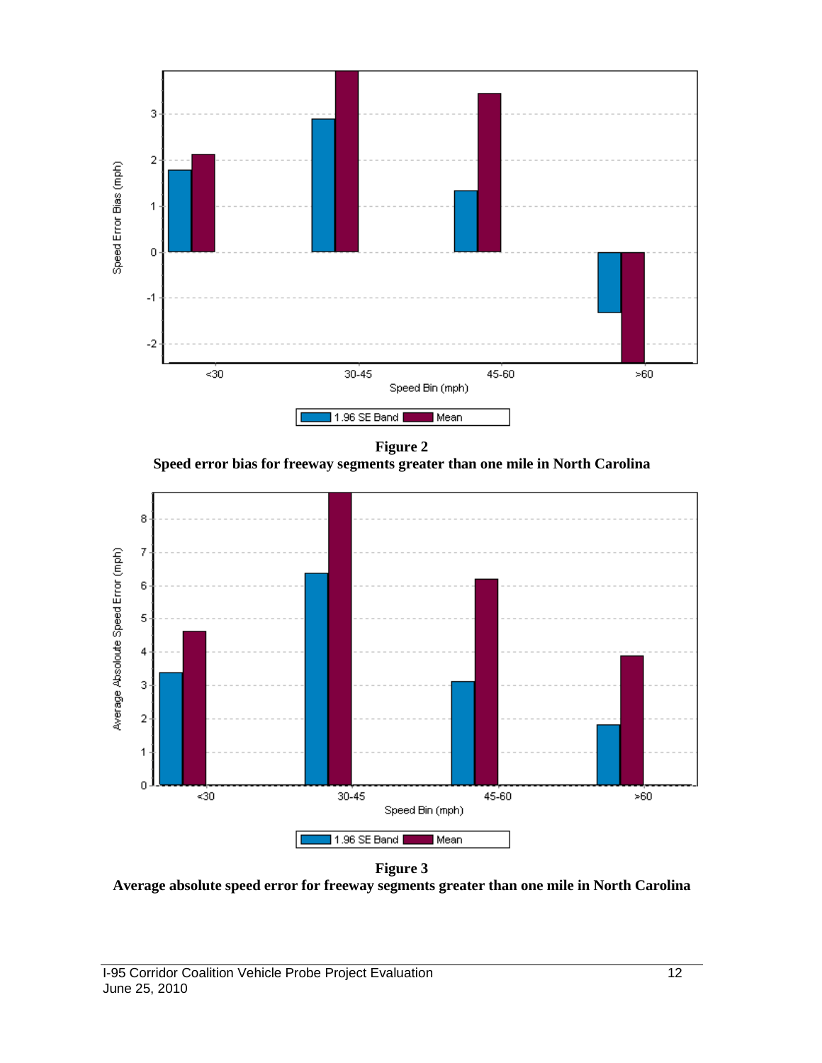**Figure 2**
**Speed error bias for freeway segments greater than one mile in North Carolina**

**Figure 3**
**Average absolute speed error for freeway segments greater than one mile in North Carolina**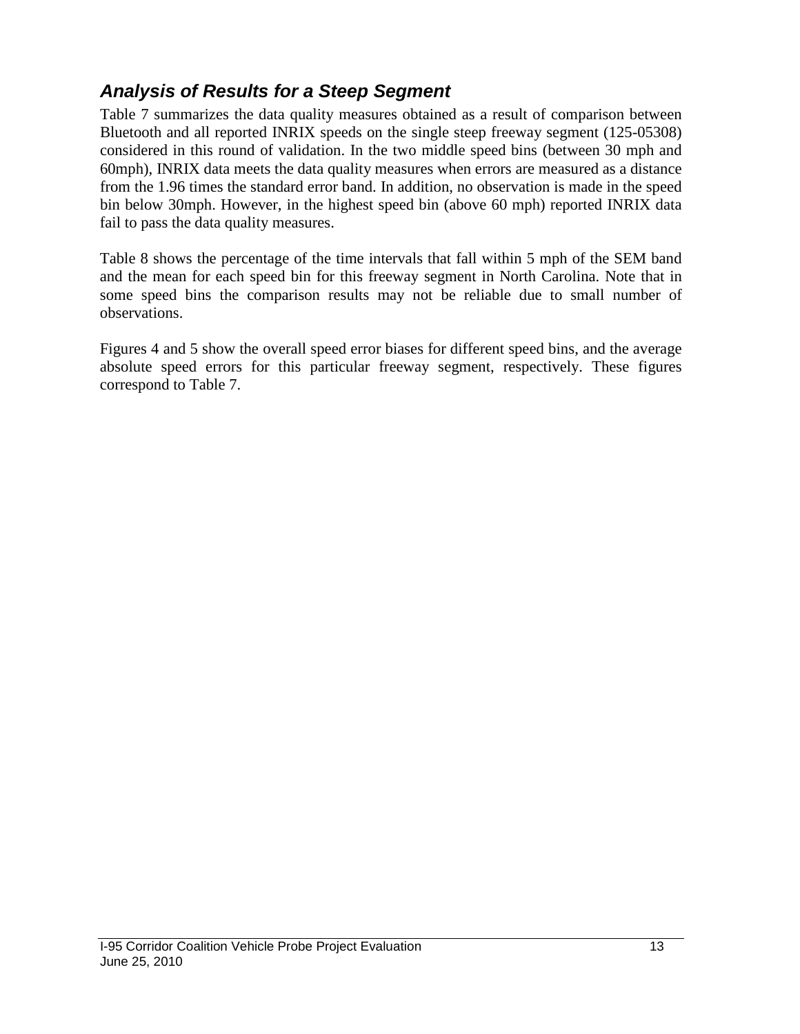### *Analysis of Results for a Steep Segment*

Table 7 summarizes the data quality measures obtained as a result of comparison between Bluetooth and all reported INRIX speeds on the single steep freeway segment (125-05308) considered in this round of validation. In the two middle speed bins (between 30 mph and 60mph), INRIX data meets the data quality measures when errors are measured as a distance from the 1.96 times the standard error band. In addition, no observation is made in the speed bin below 30mph. However, in the highest speed bin (above 60 mph) reported INRIX data fail to pass the data quality measures.

Table 8 shows the percentage of the time intervals that fall within 5 mph of the SEM band and the mean for each speed bin for this freeway segment in North Carolina. Note that in some speed bins the comparison results may not be reliable due to small number of observations.

Figures 4 and 5 show the overall speed error biases for different speed bins, and the average absolute speed errors for this particular freeway segment, respectively. These figures correspond to Table 7.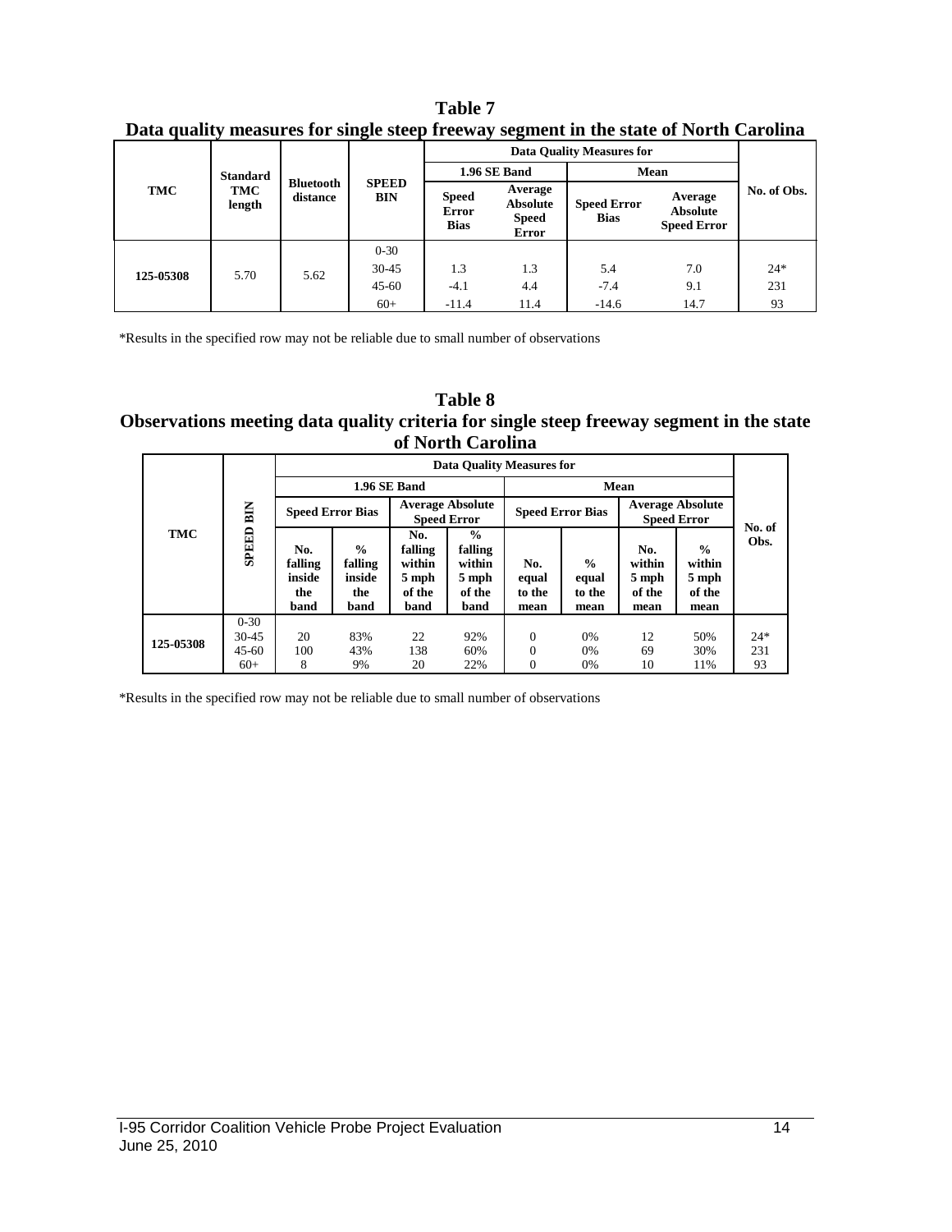**Table 7**
**Data quality measures for single steep freeway segment in the state of North Carolina**

| TMC | Standard TMC length | Bluetooth distance | SPEED BIN | Data Quality Measures for | | | | No. of Obs. |
|---|---|---|---|---|---|---|---|---|
| | | | | 1.96 SE Band | | Mean | | |
| | | | | Speed Error Bias | Average Absolute Speed Error | Speed Error Bias | Average Absolute Speed Error | |
| 125-05308 | 5.70 | 5.62 | 0-30 | | | | | |
| | | | 30-45 | 1.3 | 1.3 | 5.4 | 7.0 | 24* |
| | | | 45-60 | -4.1 | 4.4 | -7.4 | 9.1 | 231 |
| | | | 60+ | -11.4 | 11.4 | -14.6 | 14.7 | 93 |

*Results in the specified row may not be reliable due to small number of observations

**Table 8**
**Observations meeting data quality criteria for single steep freeway segment in the state of North Carolina**

| TMC | SPEED BIN | Data Quality Measures for | | | | | | | | No. of Obs. |
|---|---|---|---|---|---|---|---|---|---|---|
| | | 1.96 SE Band | | | | Mean | | | | |
| | | Speed Error Bias | | Average Absolute Speed Error | | Speed Error Bias | | Average Absolute Speed Error | | |
| | | No. falling inside the band | % falling inside the band | No. falling within 5 mph of the band | % falling within 5 mph of the band | No. equal to the mean | % equal to the mean | No. within 5 mph of the mean | % within 5 mph of the mean | |
| 125-05308 | 0-30 | | | | | | | | | |
| | 30-45 | 20 | 83% | 22 | 92% | 0 | 0% | 12 | 50% | 24* |
| | 45-60 | 100 | 43% | 138 | 60% | 0 | 0% | 69 | 30% | 231 |
| | 60+ | 8 | 9% | 20 | 22% | 0 | 0% | 10 | 11% | 93 |

*Results in the specified row may not be reliable due to small number of observations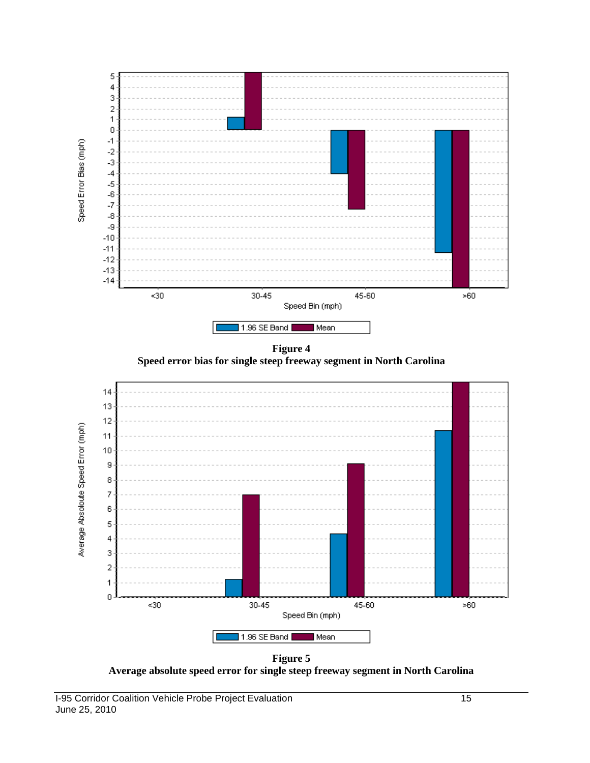Speed Error Bias (mph)

5
4
3
2
1
0
-1
-2
-3
-4
-5
-6
-7
-8
-9
-10
-11
-12
-13
-14

<30
30-45
45-60
>60

Speed Bin (mph)

1.96 SE Band
Mean

**Figure 4**
**Speed error bias for single steep freeway segment in North Carolina**

Average Absoloute Speed Error (mph)

14
13
12
11
10
9
8
7
6
5
4
3
2
1
0

<30
30-45
45-60
>60

Speed Bin (mph)

1.96 SE Band
Mean

**Figure 5**
**Average absolute speed error for single steep freeway segment in North Carolina**